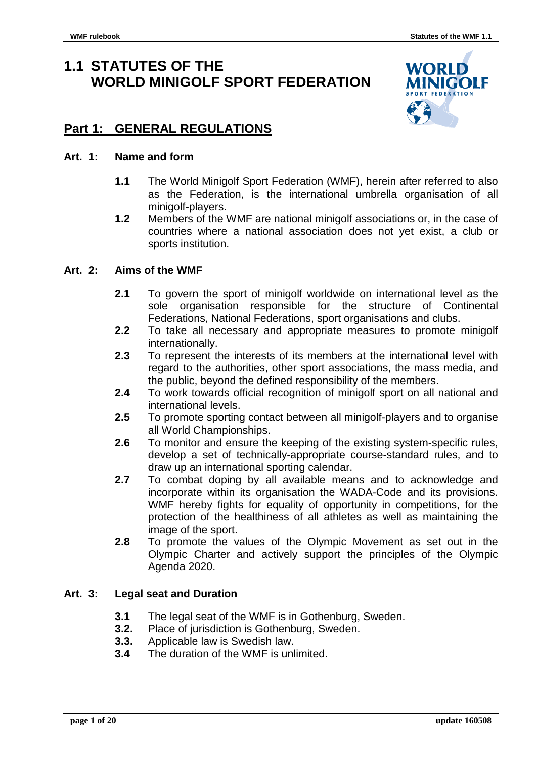# 1.1 STATUTES OF THE WORLD MINIGOLF SPORT FEDERATION

## Part 1: GENERAL REGULATIONS

### Art. 1: Name and form

**1.1** The World Minigolf Sport Federation (WMF), herein after referred to also as the Federation, is the international umbrella organisation of all minigolf-players.

**1.2** Members of the WMF are national minigolf associations or, in the case of countries where a national association does not yet exist, a club or sports institution.

### Art. 2: Aims of the WMF

**2.1** To govern the sport of minigolf worldwide on international level as the sole organisation responsible for the structure of Continental Federations, National Federations, sport organisations and clubs.

**2.2** To take all necessary and appropriate measures to promote minigolf internationally.

**2.3** To represent the interests of its members at the international level with regard to the authorities, other sport associations, the mass media, and the public, beyond the defined responsibility of the members.

**2.4** To work towards official recognition of minigolf sport on all national and international levels.

**2.5** To promote sporting contact between all minigolf-players and to organise all World Championships.

**2.6** To monitor and ensure the keeping of the existing system-specific rules, develop a set of technically-appropriate course-standard rules, and to draw up an international sporting calendar.

**2.7** To combat doping by all available means and to acknowledge and incorporate within its organisation the WADA-Code and its provisions. WMF hereby fights for equality of opportunity in competitions, for the protection of the healthiness of all athletes as well as maintaining the image of the sport.

**2.8** To promote the values of the Olympic Movement as set out in the Olympic Charter and actively support the principles of the Olympic Agenda 2020.

### Art. 3: Legal seat and Duration

**3.1** The legal seat of the WMF is in Gothenburg, Sweden.

**3.2.** Place of jurisdiction is Gothenburg, Sweden.

**3.3.** Applicable law is Swedish law.

**3.4** The duration of the WMF is unlimited.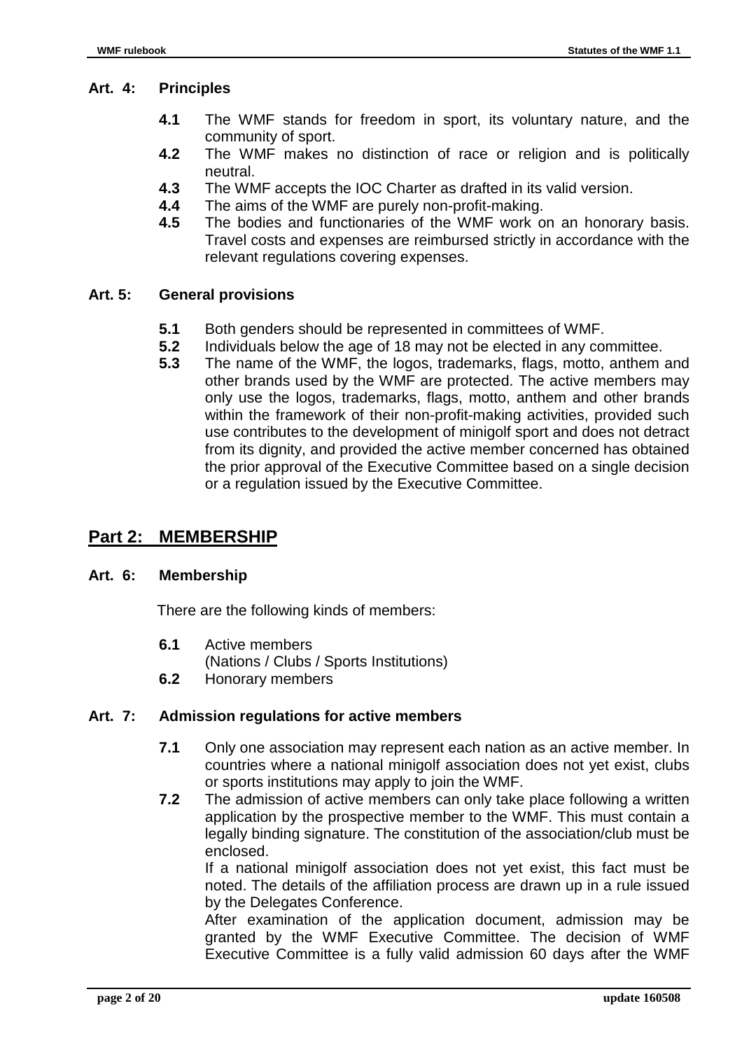### Art. 4: Principles

**4.1** The WMF stands for freedom in sport, its voluntary nature, and the community of sport.

**4.2** The WMF makes no distinction of race or religion and is politically neutral.

**4.3** The WMF accepts the IOC Charter as drafted in its valid version.

**4.4** The aims of the WMF are purely non-profit-making.

**4.5** The bodies and functionaries of the WMF work on an honorary basis. Travel costs and expenses are reimbursed strictly in accordance with the relevant regulations covering expenses.

### Art. 5: General provisions

**5.1** Both genders should be represented in committees of WMF.

**5.2** Individuals below the age of 18 may not be elected in any committee.

**5.3** The name of the WMF, the logos, trademarks, flags, motto, anthem and other brands used by the WMF are protected. The active members may only use the logos, trademarks, flags, motto, anthem and other brands within the framework of their non-profit-making activities, provided such use contributes to the development of minigolf sport and does not detract from its dignity, and provided the active member concerned has obtained the prior approval of the Executive Committee based on a single decision or a regulation issued by the Executive Committee.

## Part 2: MEMBERSHIP

### Art. 6: Membership

There are the following kinds of members:

**6.1** Active members
(Nations / Clubs / Sports Institutions)

**6.2** Honorary members

### Art. 7: Admission regulations for active members

**7.1** Only one association may represent each nation as an active member. In countries where a national minigolf association does not yet exist, clubs or sports institutions may apply to join the WMF.

**7.2** The admission of active members can only take place following a written application by the prospective member to the WMF. This must contain a legally binding signature. The constitution of the association/club must be enclosed.
If a national minigolf association does not yet exist, this fact must be noted. The details of the affiliation process are drawn up in a rule issued by the Delegates Conference.
After examination of the application document, admission may be granted by the WMF Executive Committee. The decision of WMF Executive Committee is a fully valid admission 60 days after the WMF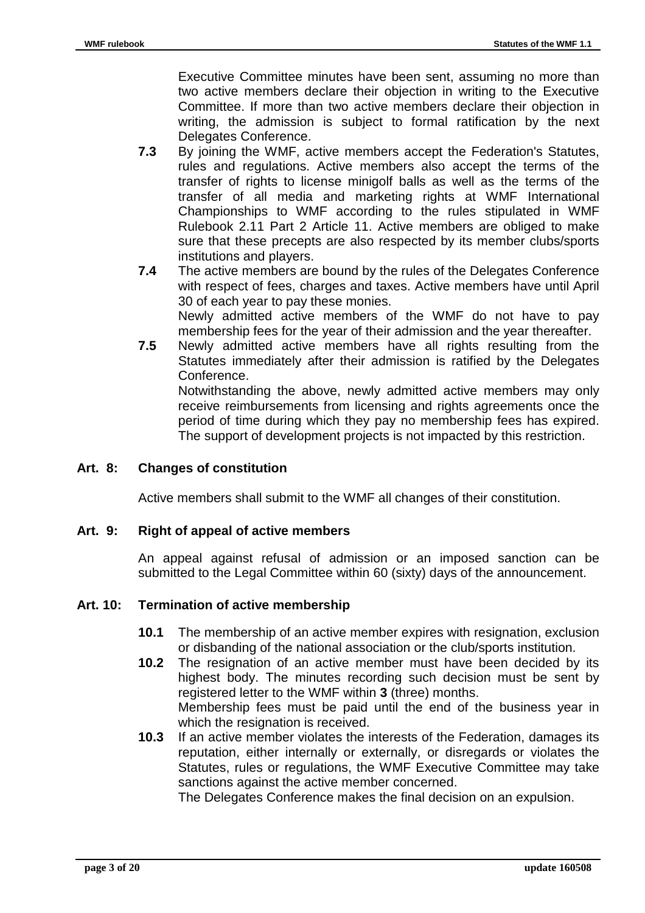Executive Committee minutes have been sent, assuming no more than two active members declare their objection in writing to the Executive Committee. If more than two active members declare their objection in writing, the admission is subject to formal ratification by the next Delegates Conference.

**7.3** By joining the WMF, active members accept the Federation's Statutes, rules and regulations. Active members also accept the terms of the transfer of rights to license minigolf balls as well as the terms of the transfer of all media and marketing rights at WMF International Championships to WMF according to the rules stipulated in WMF Rulebook 2.11 Part 2 Article 11. Active members are obliged to make sure that these precepts are also respected by its member clubs/sports institutions and players.

**7.4** The active members are bound by the rules of the Delegates Conference with respect of fees, charges and taxes. Active members have until April 30 of each year to pay these monies.
Newly admitted active members of the WMF do not have to pay membership fees for the year of their admission and the year thereafter.

**7.5** Newly admitted active members have all rights resulting from the Statutes immediately after their admission is ratified by the Delegates Conference.
Notwithstanding the above, newly admitted active members may only receive reimbursements from licensing and rights agreements once the period of time during which they pay no membership fees has expired. The support of development projects is not impacted by this restriction.

### Art. 8: Changes of constitution

Active members shall submit to the WMF all changes of their constitution.

### Art. 9: Right of appeal of active members

An appeal against refusal of admission or an imposed sanction can be submitted to the Legal Committee within 60 (sixty) days of the announcement.

### Art. 10: Termination of active membership

**10.1** The membership of an active member expires with resignation, exclusion or disbanding of the national association or the club/sports institution.

**10.2** The resignation of an active member must have been decided by its highest body. The minutes recording such decision must be sent by registered letter to the WMF within **3** (three) months.
Membership fees must be paid until the end of the business year in which the resignation is received.

**10.3** If an active member violates the interests of the Federation, damages its reputation, either internally or externally, or disregards or violates the Statutes, rules or regulations, the WMF Executive Committee may take sanctions against the active member concerned.
The Delegates Conference makes the final decision on an expulsion.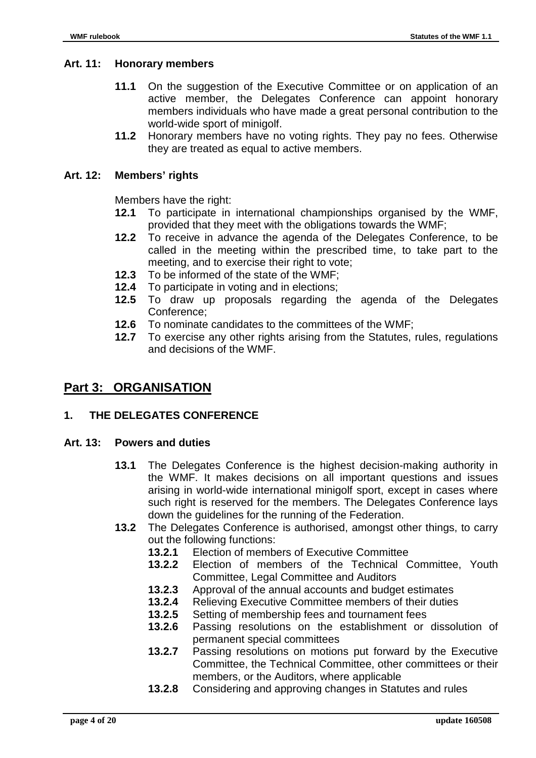### Art. 11: Honorary members

**11.1** On the suggestion of the Executive Committee or on application of an active member, the Delegates Conference can appoint honorary members individuals who have made a great personal contribution to the world-wide sport of minigolf.

**11.2** Honorary members have no voting rights. They pay no fees. Otherwise they are treated as equal to active members.

### Art. 12: Members' rights

Members have the right:

**12.1** To participate in international championships organised by the WMF, provided that they meet with the obligations towards the WMF;

**12.2** To receive in advance the agenda of the Delegates Conference, to be called in the meeting within the prescribed time, to take part to the meeting, and to exercise their right to vote;

**12.3** To be informed of the state of the WMF;

**12.4** To participate in voting and in elections;

**12.5** To draw up proposals regarding the agenda of the Delegates Conference;

**12.6** To nominate candidates to the committees of the WMF;

**12.7** To exercise any other rights arising from the Statutes, rules, regulations and decisions of the WMF.

## Part 3: ORGANISATION

### 1. THE DELEGATES CONFERENCE

### Art. 13: Powers and duties

**13.1** The Delegates Conference is the highest decision-making authority in the WMF. It makes decisions on all important questions and issues arising in world-wide international minigolf sport, except in cases where such right is reserved for the members. The Delegates Conference lays down the guidelines for the running of the Federation.

**13.2** The Delegates Conference is authorised, amongst other things, to carry out the following functions:

- **13.2.1** Election of members of Executive Committee
- **13.2.2** Election of members of the Technical Committee, Youth Committee, Legal Committee and Auditors
- **13.2.3** Approval of the annual accounts and budget estimates
- **13.2.4** Relieving Executive Committee members of their duties
- **13.2.5** Setting of membership fees and tournament fees
- **13.2.6** Passing resolutions on the establishment or dissolution of permanent special committees
- **13.2.7** Passing resolutions on motions put forward by the Executive Committee, the Technical Committee, other committees or their members, or the Auditors, where applicable
- **13.2.8** Considering and approving changes in Statutes and rules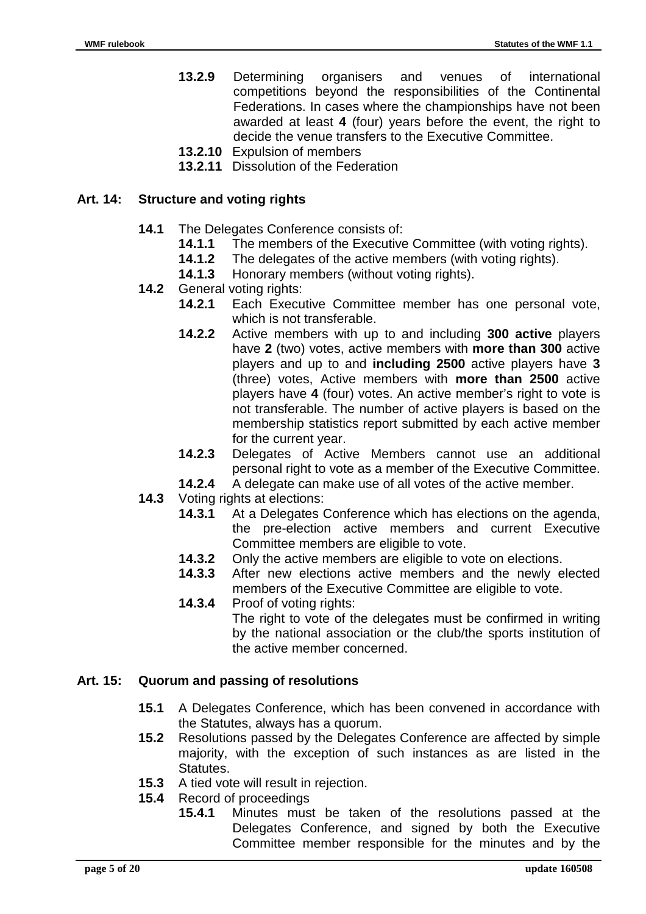**13.2.9** Determining organisers and venues of international competitions beyond the responsibilities of the Continental Federations. In cases where the championships have not been awarded at least **4** (four) years before the event, the right to decide the venue transfers to the Executive Committee.

**13.2.10** Expulsion of members

**13.2.11** Dissolution of the Federation

## Art. 14: Structure and voting rights

**14.1** The Delegates Conference consists of:

- **14.1.1** The members of the Executive Committee (with voting rights).
- **14.1.2** The delegates of the active members (with voting rights).
- **14.1.3** Honorary members (without voting rights).

**14.2** General voting rights:

- **14.2.1** Each Executive Committee member has one personal vote, which is not transferable.
- **14.2.2** Active members with up to and including **300 active** players have **2** (two) votes, active members with **more than 300** active players and up to and **including 2500** active players have **3** (three) votes, Active members with **more than 2500** active players have **4** (four) votes. An active member's right to vote is not transferable. The number of active players is based on the membership statistics report submitted by each active member for the current year.
- **14.2.3** Delegates of Active Members cannot use an additional personal right to vote as a member of the Executive Committee.
- **14.2.4** A delegate can make use of all votes of the active member.

**14.3** Voting rights at elections:

- **14.3.1** At a Delegates Conference which has elections on the agenda, the pre-election active members and current Executive Committee members are eligible to vote.
- **14.3.2** Only the active members are eligible to vote on elections.
- **14.3.3** After new elections active members and the newly elected members of the Executive Committee are eligible to vote.
- **14.3.4** Proof of voting rights:
  The right to vote of the delegates must be confirmed in writing by the national association or the club/the sports institution of the active member concerned.

## Art. 15: Quorum and passing of resolutions

**15.1** A Delegates Conference, which has been convened in accordance with the Statutes, always has a quorum.

**15.2** Resolutions passed by the Delegates Conference are affected by simple majority, with the exception of such instances as are listed in the Statutes.

**15.3** A tied vote will result in rejection.

**15.4** Record of proceedings

- **15.4.1** Minutes must be taken of the resolutions passed at the Delegates Conference, and signed by both the Executive Committee member responsible for the minutes and by the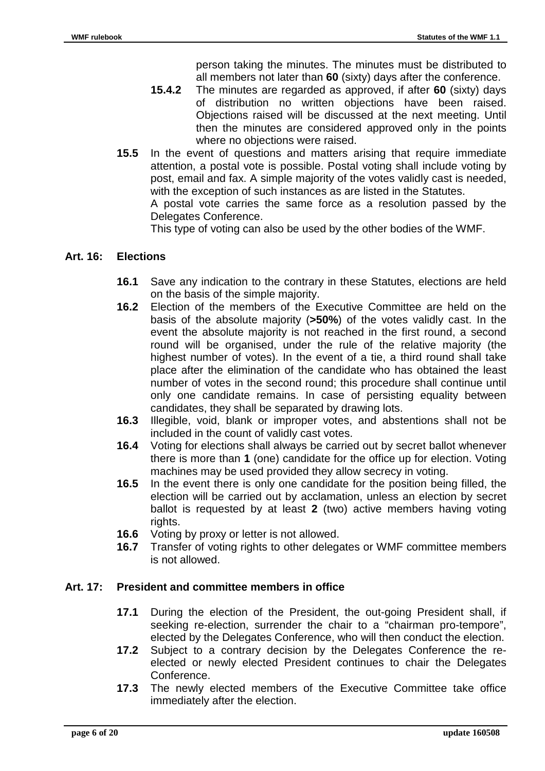person taking the minutes. The minutes must be distributed to all members not later than **60** (sixty) days after the conference.

**15.4.2** The minutes are regarded as approved, if after **60** (sixty) days of distribution no written objections have been raised. Objections raised will be discussed at the next meeting. Until then the minutes are considered approved only in the points where no objections were raised.

**15.5** In the event of questions and matters arising that require immediate attention, a postal vote is possible. Postal voting shall include voting by post, email and fax. A simple majority of the votes validly cast is needed, with the exception of such instances as are listed in the Statutes.
A postal vote carries the same force as a resolution passed by the Delegates Conference.
This type of voting can also be used by the other bodies of the WMF.

## Art. 16: Elections

**16.1** Save any indication to the contrary in these Statutes, elections are held on the basis of the simple majority.

**16.2** Election of the members of the Executive Committee are held on the basis of the absolute majority (**>50%**) of the votes validly cast. In the event the absolute majority is not reached in the first round, a second round will be organised, under the rule of the relative majority (the highest number of votes). In the event of a tie, a third round shall take place after the elimination of the candidate who has obtained the least number of votes in the second round; this procedure shall continue until only one candidate remains. In case of persisting equality between candidates, they shall be separated by drawing lots.

**16.3** Illegible, void, blank or improper votes, and abstentions shall not be included in the count of validly cast votes.

**16.4** Voting for elections shall always be carried out by secret ballot whenever there is more than **1** (one) candidate for the office up for election. Voting machines may be used provided they allow secrecy in voting.

**16.5** In the event there is only one candidate for the position being filled, the election will be carried out by acclamation, unless an election by secret ballot is requested by at least **2** (two) active members having voting rights.

**16.6** Voting by proxy or letter is not allowed.

**16.7** Transfer of voting rights to other delegates or WMF committee members is not allowed.

## Art. 17: President and committee members in office

**17.1** During the election of the President, the out-going President shall, if seeking re-election, surrender the chair to a "chairman pro-tempore", elected by the Delegates Conference, who will then conduct the election.

**17.2** Subject to a contrary decision by the Delegates Conference the re-elected or newly elected President continues to chair the Delegates Conference.

**17.3** The newly elected members of the Executive Committee take office immediately after the election.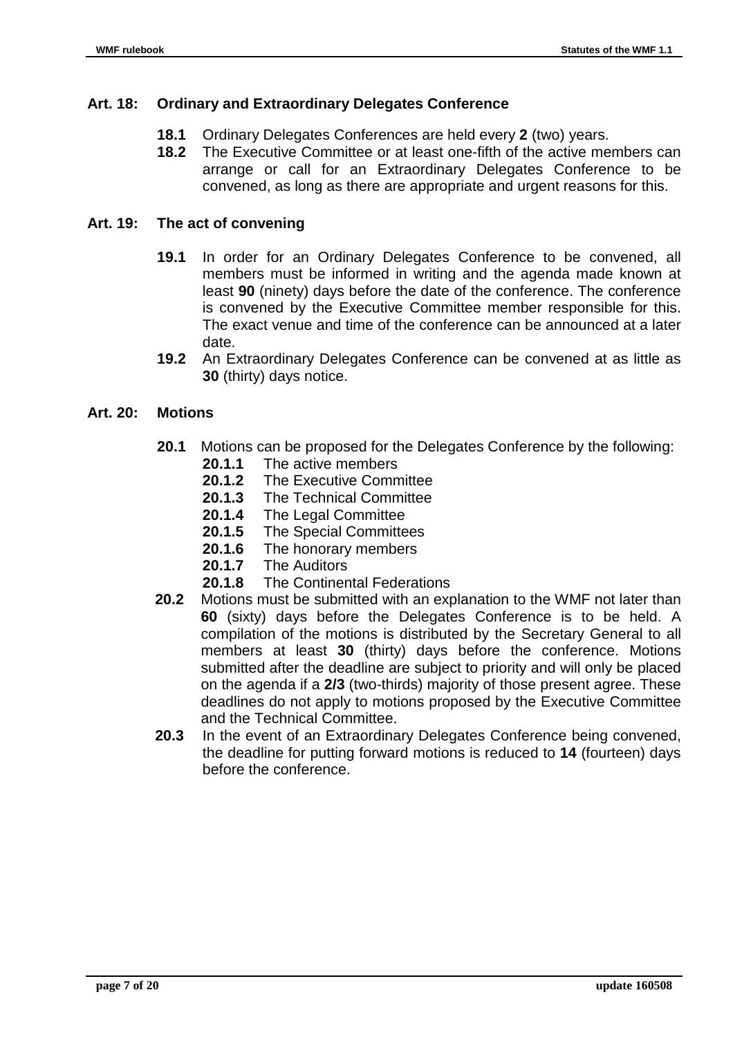## Art. 18: Ordinary and Extraordinary Delegates Conference

**18.1** Ordinary Delegates Conferences are held every **2** (two) years.

**18.2** The Executive Committee or at least one-fifth of the active members can arrange or call for an Extraordinary Delegates Conference to be convened, as long as there are appropriate and urgent reasons for this.

## Art. 19: The act of convening

**19.1** In order for an Ordinary Delegates Conference to be convened, all members must be informed in writing and the agenda made known at least **90** (ninety) days before the date of the conference. The conference is convened by the Executive Committee member responsible for this. The exact venue and time of the conference can be announced at a later date.

**19.2** An Extraordinary Delegates Conference can be convened at as little as **30** (thirty) days notice.

## Art. 20: Motions

**20.1** Motions can be proposed for the Delegates Conference by the following:

- **20.1.1** The active members
- **20.1.2** The Executive Committee
- **20.1.3** The Technical Committee
- **20.1.4** The Legal Committee
- **20.1.5** The Special Committees
- **20.1.6** The honorary members
- **20.1.7** The Auditors
- **20.1.8** The Continental Federations

**20.2** Motions must be submitted with an explanation to the WMF not later than **60** (sixty) days before the Delegates Conference is to be held. A compilation of the motions is distributed by the Secretary General to all members at least **30** (thirty) days before the conference. Motions submitted after the deadline are subject to priority and will only be placed on the agenda if a **2/3** (two-thirds) majority of those present agree. These deadlines do not apply to motions proposed by the Executive Committee and the Technical Committee.

**20.3** In the event of an Extraordinary Delegates Conference being convened, the deadline for putting forward motions is reduced to **14** (fourteen) days before the conference.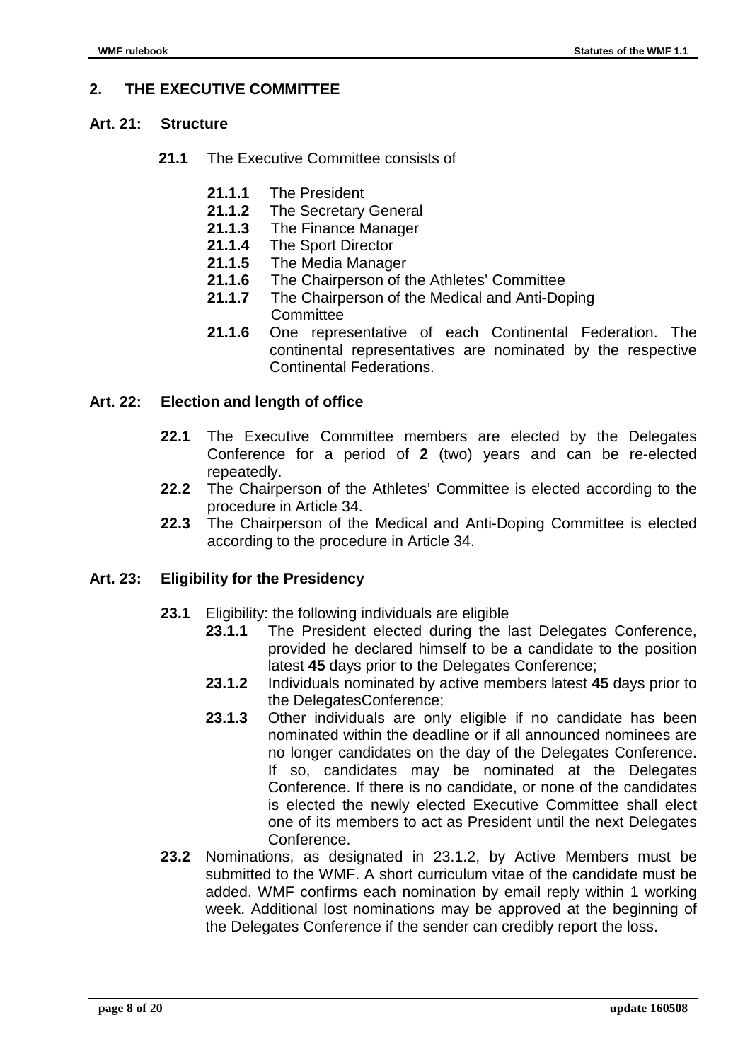## 2. THE EXECUTIVE COMMITTEE

### Art. 21: Structure

**21.1** The Executive Committee consists of

- **21.1.1** The President
- **21.1.2** The Secretary General
- **21.1.3** The Finance Manager
- **21.1.4** The Sport Director
- **21.1.5** The Media Manager
- **21.1.6** The Chairperson of the Athletes' Committee
- **21.1.7** The Chairperson of the Medical and Anti-Doping Committee
- **21.1.6** One representative of each Continental Federation. The continental representatives are nominated by the respective Continental Federations.

### Art. 22: Election and length of office

**22.1** The Executive Committee members are elected by the Delegates Conference for a period of **2** (two) years and can be re-elected repeatedly.

**22.2** The Chairperson of the Athletes' Committee is elected according to the procedure in Article 34.

**22.3** The Chairperson of the Medical and Anti-Doping Committee is elected according to the procedure in Article 34.

### Art. 23: Eligibility for the Presidency

**23.1** Eligibility: the following individuals are eligible

- **23.1.1** The President elected during the last Delegates Conference, provided he declared himself to be a candidate to the position latest **45** days prior to the Delegates Conference;
- **23.1.2** Individuals nominated by active members latest **45** days prior to the DelegatesConference;
- **23.1.3** Other individuals are only eligible if no candidate has been nominated within the deadline or if all announced nominees are no longer candidates on the day of the Delegates Conference. If so, candidates may be nominated at the Delegates Conference. If there is no candidate, or none of the candidates is elected the newly elected Executive Committee shall elect one of its members to act as President until the next Delegates Conference.

**23.2** Nominations, as designated in 23.1.2, by Active Members must be submitted to the WMF. A short curriculum vitae of the candidate must be added. WMF confirms each nomination by email reply within 1 working week. Additional lost nominations may be approved at the beginning of the Delegates Conference if the sender can credibly report the loss.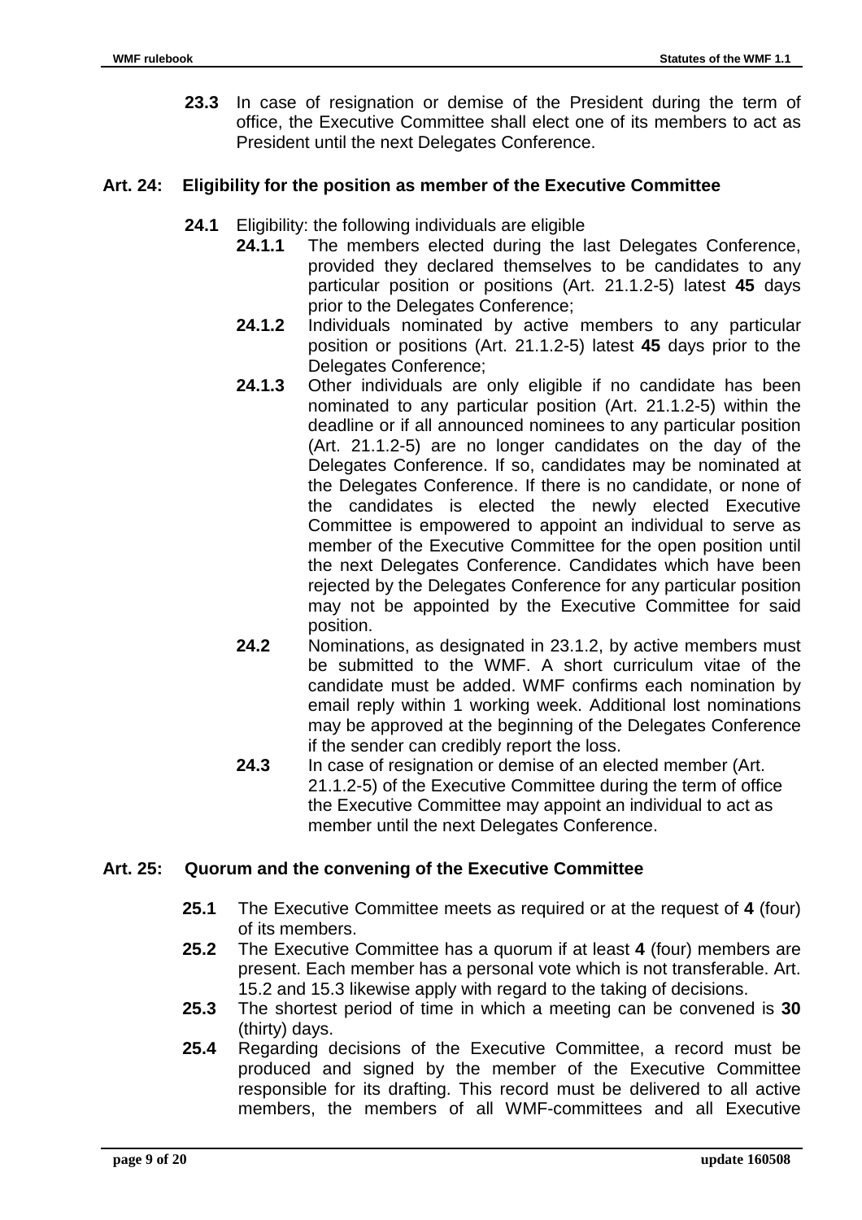**23.3** In case of resignation or demise of the President during the term of office, the Executive Committee shall elect one of its members to act as President until the next Delegates Conference.

## Art. 24: Eligibility for the position as member of the Executive Committee

**24.1** Eligibility: the following individuals are eligible

- **24.1.1** The members elected during the last Delegates Conference, provided they declared themselves to be candidates to any particular position or positions (Art. 21.1.2-5) latest **45** days prior to the Delegates Conference;
- **24.1.2** Individuals nominated by active members to any particular position or positions (Art. 21.1.2-5) latest **45** days prior to the Delegates Conference;
- **24.1.3** Other individuals are only eligible if no candidate has been nominated to any particular position (Art. 21.1.2-5) within the deadline or if all announced nominees to any particular position (Art. 21.1.2-5) are no longer candidates on the day of the Delegates Conference. If so, candidates may be nominated at the Delegates Conference. If there is no candidate, or none of the candidates is elected the newly elected Executive Committee is empowered to appoint an individual to serve as member of the Executive Committee for the open position until the next Delegates Conference. Candidates which have been rejected by the Delegates Conference for any particular position may not be appointed by the Executive Committee for said position.

**24.2** Nominations, as designated in 23.1.2, by active members must be submitted to the WMF. A short curriculum vitae of the candidate must be added. WMF confirms each nomination by email reply within 1 working week. Additional lost nominations may be approved at the beginning of the Delegates Conference if the sender can credibly report the loss.

**24.3** In case of resignation or demise of an elected member (Art. 21.1.2-5) of the Executive Committee during the term of office the Executive Committee may appoint an individual to act as member until the next Delegates Conference.

## Art. 25: Quorum and the convening of the Executive Committee

**25.1** The Executive Committee meets as required or at the request of **4** (four) of its members.

**25.2** The Executive Committee has a quorum if at least **4** (four) members are present. Each member has a personal vote which is not transferable. Art. 15.2 and 15.3 likewise apply with regard to the taking of decisions.

**25.3** The shortest period of time in which a meeting can be convened is **30** (thirty) days.

**25.4** Regarding decisions of the Executive Committee, a record must be produced and signed by the member of the Executive Committee responsible for its drafting. This record must be delivered to all active members, the members of all WMF-committees and all Executive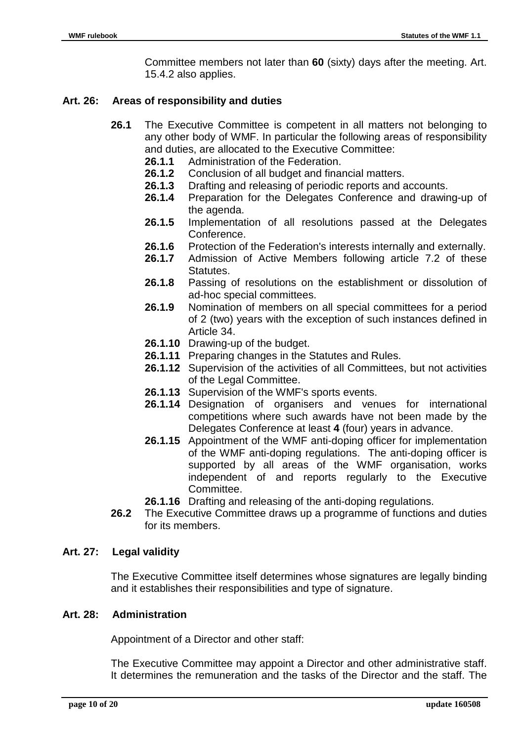Committee members not later than **60** (sixty) days after the meeting. Art. 15.4.2 also applies.

### Art. 26: Areas of responsibility and duties

**26.1** The Executive Committee is competent in all matters not belonging to any other body of WMF. In particular the following areas of responsibility and duties, are allocated to the Executive Committee:

- **26.1.1** Administration of the Federation.
- **26.1.2** Conclusion of all budget and financial matters.
- **26.1.3** Drafting and releasing of periodic reports and accounts.
- **26.1.4** Preparation for the Delegates Conference and drawing-up of the agenda.
- **26.1.5** Implementation of all resolutions passed at the Delegates Conference.
- **26.1.6** Protection of the Federation's interests internally and externally.
- **26.1.7** Admission of Active Members following article 7.2 of these Statutes.
- **26.1.8** Passing of resolutions on the establishment or dissolution of ad-hoc special committees.
- **26.1.9** Nomination of members on all special committees for a period of 2 (two) years with the exception of such instances defined in Article 34.
- **26.1.10** Drawing-up of the budget.
- **26.1.11** Preparing changes in the Statutes and Rules.
- **26.1.12** Supervision of the activities of all Committees, but not activities of the Legal Committee.
- **26.1.13** Supervision of the WMF's sports events.
- **26.1.14** Designation of organisers and venues for international competitions where such awards have not been made by the Delegates Conference at least **4** (four) years in advance.
- **26.1.15** Appointment of the WMF anti-doping officer for implementation of the WMF anti-doping regulations. The anti-doping officer is supported by all areas of the WMF organisation, works independent of and reports regularly to the Executive Committee.
- **26.1.16** Drafting and releasing of the anti-doping regulations.

**26.2** The Executive Committee draws up a programme of functions and duties for its members.

### Art. 27: Legal validity

The Executive Committee itself determines whose signatures are legally binding and it establishes their responsibilities and type of signature.

### Art. 28: Administration

Appointment of a Director and other staff:

The Executive Committee may appoint a Director and other administrative staff. It determines the remuneration and the tasks of the Director and the staff. The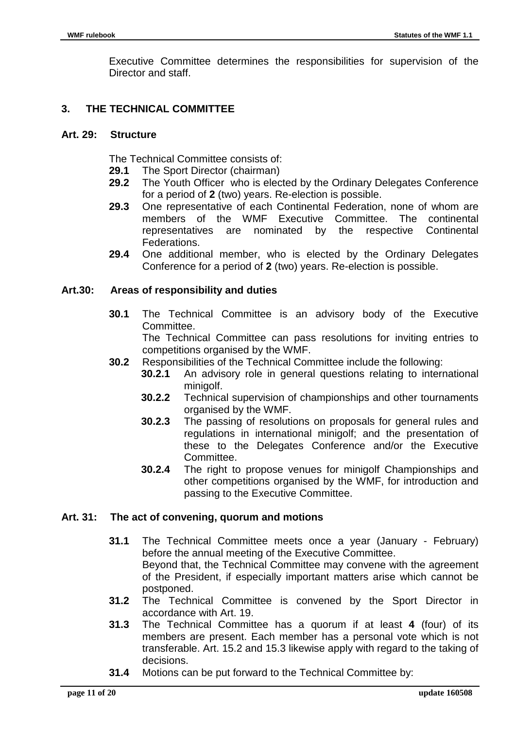Executive Committee determines the responsibilities for supervision of the Director and staff.

## 3. THE TECHNICAL COMMITTEE

### Art. 29: Structure

The Technical Committee consists of:

**29.1** The Sport Director (chairman)

**29.2** The Youth Officer who is elected by the Ordinary Delegates Conference for a period of **2** (two) years. Re-election is possible.

**29.3** One representative of each Continental Federation, none of whom are members of the WMF Executive Committee. The continental representatives are nominated by the respective Continental Federations.

**29.4** One additional member, who is elected by the Ordinary Delegates Conference for a period of **2** (two) years. Re-election is possible.

### Art.30: Areas of responsibility and duties

**30.1** The Technical Committee is an advisory body of the Executive Committee.
The Technical Committee can pass resolutions for inviting entries to competitions organised by the WMF.

**30.2** Responsibilities of the Technical Committee include the following:

- **30.2.1** An advisory role in general questions relating to international minigolf.
- **30.2.2** Technical supervision of championships and other tournaments organised by the WMF.
- **30.2.3** The passing of resolutions on proposals for general rules and regulations in international minigolf; and the presentation of these to the Delegates Conference and/or the Executive Committee.
- **30.2.4** The right to propose venues for minigolf Championships and other competitions organised by the WMF, for introduction and passing to the Executive Committee.

### Art. 31: The act of convening, quorum and motions

**31.1** The Technical Committee meets once a year (January - February) before the annual meeting of the Executive Committee.
Beyond that, the Technical Committee may convene with the agreement of the President, if especially important matters arise which cannot be postponed.

**31.2** The Technical Committee is convened by the Sport Director in accordance with Art. 19.

**31.3** The Technical Committee has a quorum if at least **4** (four) of its members are present. Each member has a personal vote which is not transferable. Art. 15.2 and 15.3 likewise apply with regard to the taking of decisions.

**31.4** Motions can be put forward to the Technical Committee by: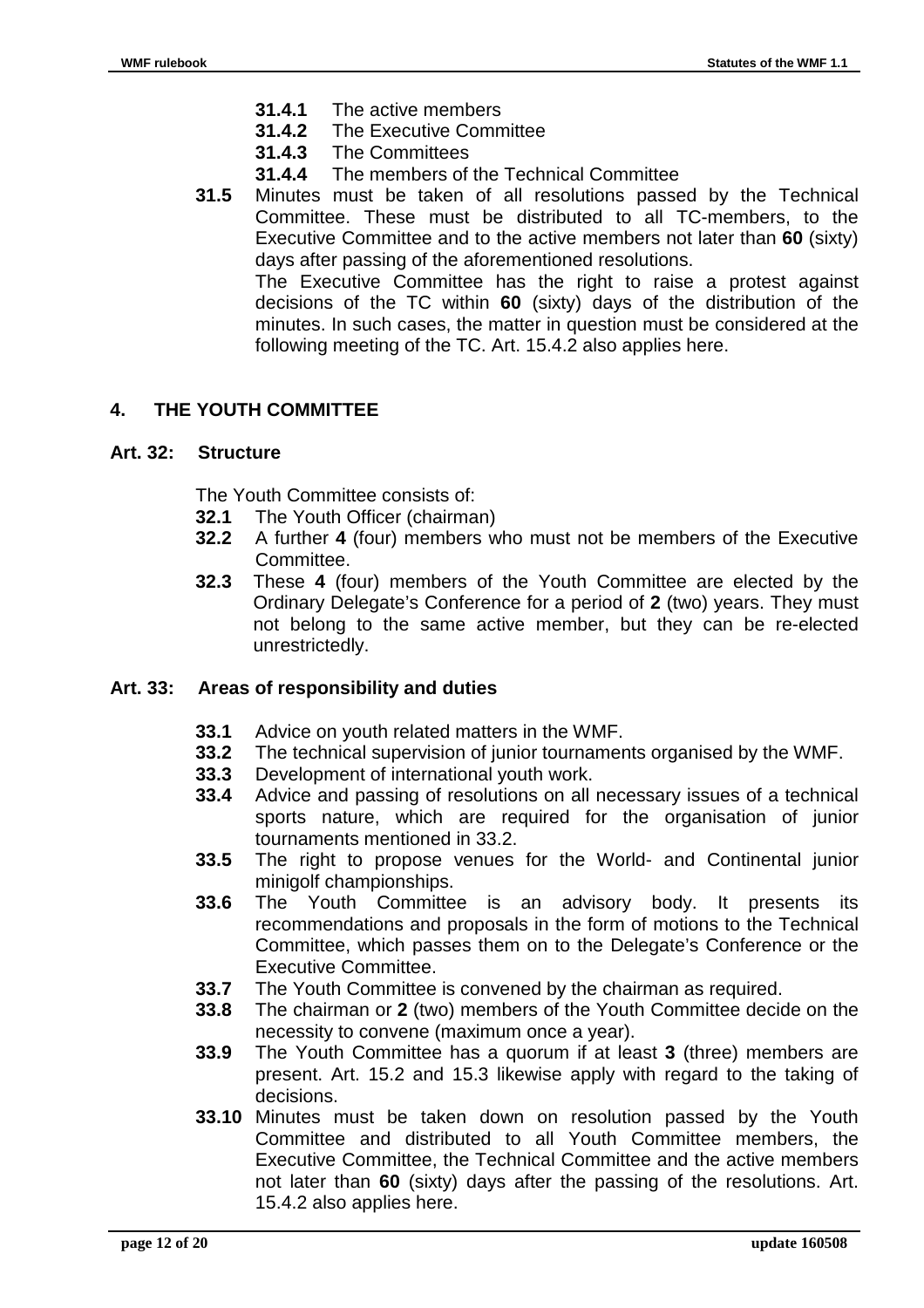**31.4.1** The active members
**31.4.2** The Executive Committee
**31.4.3** The Committees
**31.4.4** The members of the Technical Committee

**31.5** Minutes must be taken of all resolutions passed by the Technical Committee. These must be distributed to all TC-members, to the Executive Committee and to the active members not later than **60** (sixty) days after passing of the aforementioned resolutions.
The Executive Committee has the right to raise a protest against decisions of the TC within **60** (sixty) days of the distribution of the minutes. In such cases, the matter in question must be considered at the following meeting of the TC. Art. 15.4.2 also applies here.

## 4. THE YOUTH COMMITTEE

### Art. 32: Structure

The Youth Committee consists of:

**32.1** The Youth Officer (chairman)
**32.2** A further **4** (four) members who must not be members of the Executive Committee.
**32.3** These **4** (four) members of the Youth Committee are elected by the Ordinary Delegate's Conference for a period of **2** (two) years. They must not belong to the same active member, but they can be re-elected unrestrictedly.

### Art. 33: Areas of responsibility and duties

**33.1** Advice on youth related matters in the WMF.
**33.2** The technical supervision of junior tournaments organised by the WMF.
**33.3** Development of international youth work.
**33.4** Advice and passing of resolutions on all necessary issues of a technical sports nature, which are required for the organisation of junior tournaments mentioned in 33.2.
**33.5** The right to propose venues for the World- and Continental junior minigolf championships.
**33.6** The Youth Committee is an advisory body. It presents its recommendations and proposals in the form of motions to the Technical Committee, which passes them on to the Delegate's Conference or the Executive Committee.
**33.7** The Youth Committee is convened by the chairman as required.
**33.8** The chairman or **2** (two) members of the Youth Committee decide on the necessity to convene (maximum once a year).
**33.9** The Youth Committee has a quorum if at least **3** (three) members are present. Art. 15.2 and 15.3 likewise apply with regard to the taking of decisions.
**33.10** Minutes must be taken down on resolution passed by the Youth Committee and distributed to all Youth Committee members, the Executive Committee, the Technical Committee and the active members not later than **60** (sixty) days after the passing of the resolutions. Art. 15.4.2 also applies here.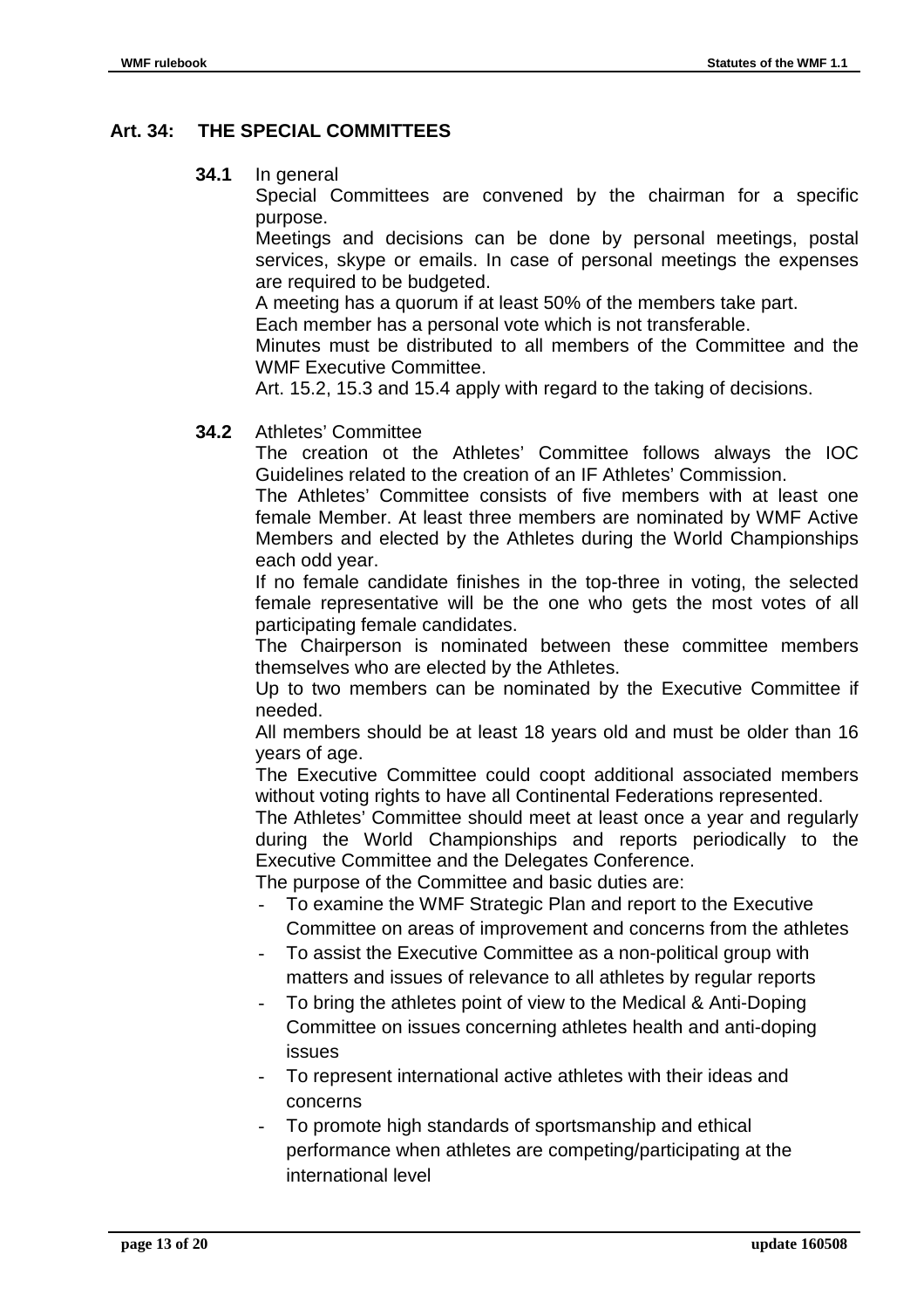## Art. 34: THE SPECIAL COMMITTEES

**34.1** In general

Special Committees are convened by the chairman for a specific purpose.

Meetings and decisions can be done by personal meetings, postal services, skype or emails. In case of personal meetings the expenses are required to be budgeted.

A meeting has a quorum if at least 50% of the members take part.

Each member has a personal vote which is not transferable.

Minutes must be distributed to all members of the Committee and the WMF Executive Committee.

Art. 15.2, 15.3 and 15.4 apply with regard to the taking of decisions.

**34.2** Athletes' Committee

The creation ot the Athletes' Committee follows always the IOC Guidelines related to the creation of an IF Athletes' Commission.

The Athletes' Committee consists of five members with at least one female Member. At least three members are nominated by WMF Active Members and elected by the Athletes during the World Championships each odd year.

If no female candidate finishes in the top-three in voting, the selected female representative will be the one who gets the most votes of all participating female candidates.

The Chairperson is nominated between these committee members themselves who are elected by the Athletes.

Up to two members can be nominated by the Executive Committee if needed.

All members should be at least 18 years old and must be older than 16 years of age.

The Executive Committee could coopt additional associated members without voting rights to have all Continental Federations represented.

The Athletes' Committee should meet at least once a year and regularly during the World Championships and reports periodically to the Executive Committee and the Delegates Conference.

The purpose of the Committee and basic duties are:

- To examine the WMF Strategic Plan and report to the Executive Committee on areas of improvement and concerns from the athletes
- To assist the Executive Committee as a non-political group with matters and issues of relevance to all athletes by regular reports
- To bring the athletes point of view to the Medical & Anti-Doping Committee on issues concerning athletes health and anti-doping issues
- To represent international active athletes with their ideas and concerns
- To promote high standards of sportsmanship and ethical performance when athletes are competing/participating at the international level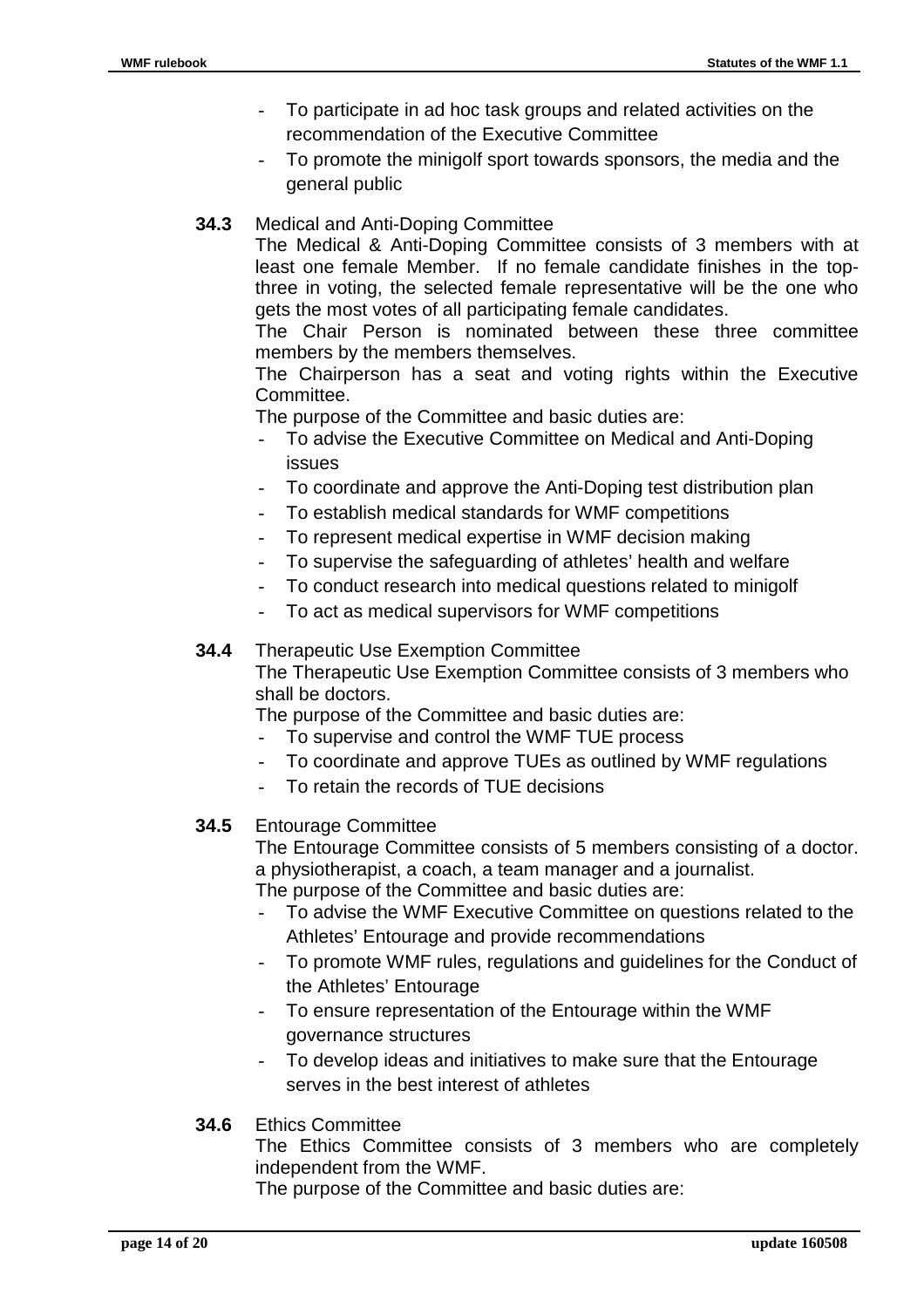- To participate in ad hoc task groups and related activities on the recommendation of the Executive Committee
- To promote the minigolf sport towards sponsors, the media and the general public

**34.3** Medical and Anti-Doping Committee

The Medical & Anti-Doping Committee consists of 3 members with at least one female Member. If no female candidate finishes in the top-three in voting, the selected female representative will be the one who gets the most votes of all participating female candidates.

The Chair Person is nominated between these three committee members by the members themselves.

The Chairperson has a seat and voting rights within the Executive Committee.

The purpose of the Committee and basic duties are:

- To advise the Executive Committee on Medical and Anti-Doping issues
- To coordinate and approve the Anti-Doping test distribution plan
- To establish medical standards for WMF competitions
- To represent medical expertise in WMF decision making
- To supervise the safeguarding of athletes' health and welfare
- To conduct research into medical questions related to minigolf
- To act as medical supervisors for WMF competitions

**34.4** Therapeutic Use Exemption Committee

The Therapeutic Use Exemption Committee consists of 3 members who shall be doctors.

The purpose of the Committee and basic duties are:

- To supervise and control the WMF TUE process
- To coordinate and approve TUEs as outlined by WMF regulations
- To retain the records of TUE decisions

**34.5** Entourage Committee

The Entourage Committee consists of 5 members consisting of a doctor. a physiotherapist, a coach, a team manager and a journalist.

The purpose of the Committee and basic duties are:

- To advise the WMF Executive Committee on questions related to the Athletes' Entourage and provide recommendations
- To promote WMF rules, regulations and guidelines for the Conduct of the Athletes' Entourage
- To ensure representation of the Entourage within the WMF governance structures
- To develop ideas and initiatives to make sure that the Entourage serves in the best interest of athletes

**34.6** Ethics Committee

The Ethics Committee consists of 3 members who are completely independent from the WMF.

The purpose of the Committee and basic duties are: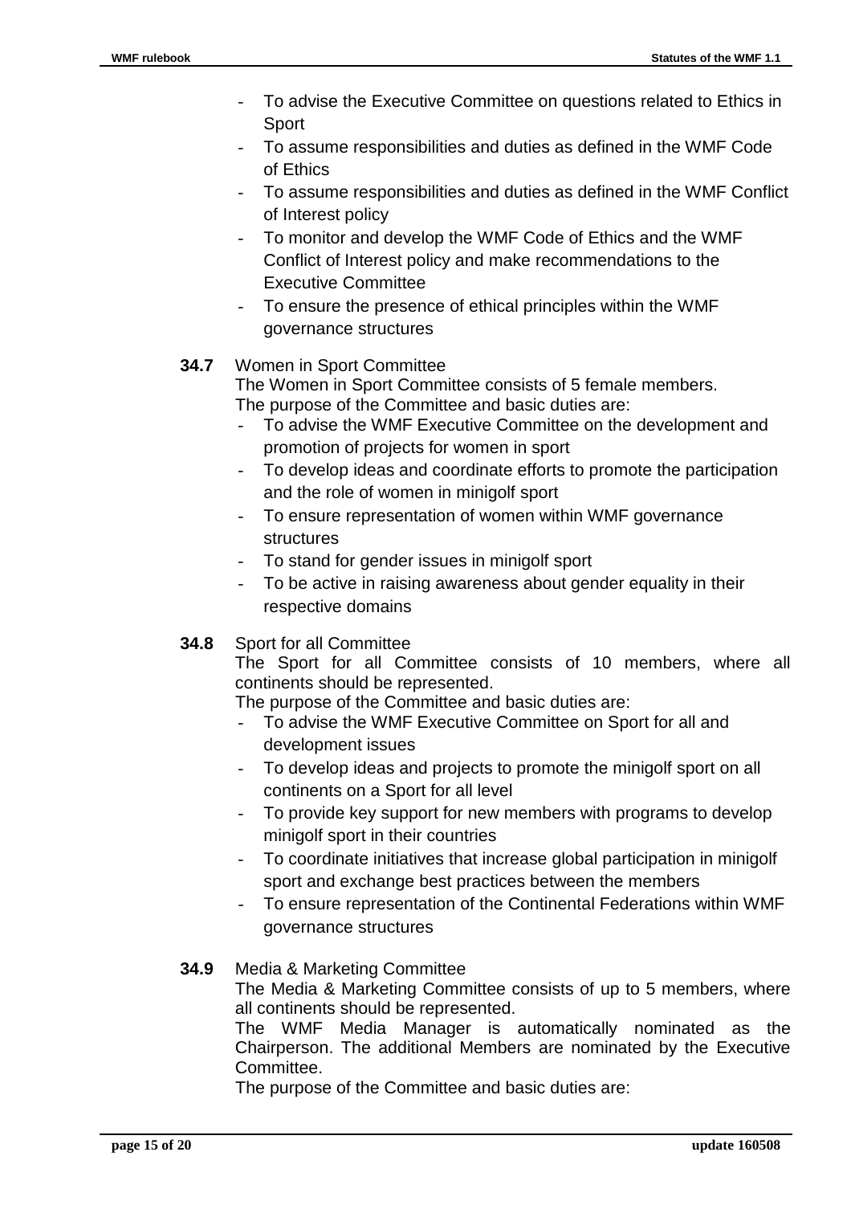- To advise the Executive Committee on questions related to Ethics in Sport
- To assume responsibilities and duties as defined in the WMF Code of Ethics
- To assume responsibilities and duties as defined in the WMF Conflict of Interest policy
- To monitor and develop the WMF Code of Ethics and the WMF Conflict of Interest policy and make recommendations to the Executive Committee
- To ensure the presence of ethical principles within the WMF governance structures

**34.7** Women in Sport Committee

The Women in Sport Committee consists of 5 female members.
The purpose of the Committee and basic duties are:

- To advise the WMF Executive Committee on the development and promotion of projects for women in sport
- To develop ideas and coordinate efforts to promote the participation and the role of women in minigolf sport
- To ensure representation of women within WMF governance structures
- To stand for gender issues in minigolf sport
- To be active in raising awareness about gender equality in their respective domains

**34.8** Sport for all Committee

The Sport for all Committee consists of 10 members, where all continents should be represented.
The purpose of the Committee and basic duties are:

- To advise the WMF Executive Committee on Sport for all and development issues
- To develop ideas and projects to promote the minigolf sport on all continents on a Sport for all level
- To provide key support for new members with programs to develop minigolf sport in their countries
- To coordinate initiatives that increase global participation in minigolf sport and exchange best practices between the members
- To ensure representation of the Continental Federations within WMF governance structures

**34.9** Media & Marketing Committee

The Media & Marketing Committee consists of up to 5 members, where all continents should be represented.
The WMF Media Manager is automatically nominated as the Chairperson. The additional Members are nominated by the Executive Committee.
The purpose of the Committee and basic duties are: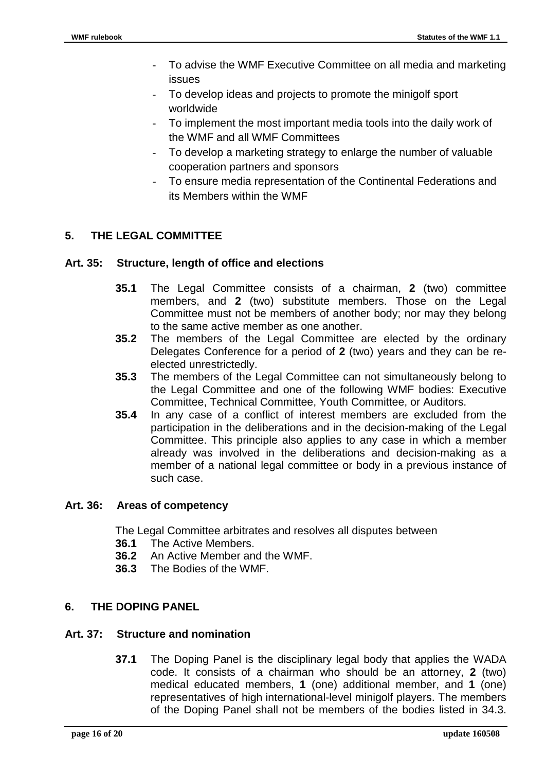- To advise the WMF Executive Committee on all media and marketing issues
- To develop ideas and projects to promote the minigolf sport worldwide
- To implement the most important media tools into the daily work of the WMF and all WMF Committees
- To develop a marketing strategy to enlarge the number of valuable cooperation partners and sponsors
- To ensure media representation of the Continental Federations and its Members within the WMF

## 5. THE LEGAL COMMITTEE

### Art. 35: Structure, length of office and elections

**35.1** The Legal Committee consists of a chairman, **2** (two) committee members, and **2** (two) substitute members. Those on the Legal Committee must not be members of another body; nor may they belong to the same active member as one another.

**35.2** The members of the Legal Committee are elected by the ordinary Delegates Conference for a period of **2** (two) years and they can be re-elected unrestrictedly.

**35.3** The members of the Legal Committee can not simultaneously belong to the Legal Committee and one of the following WMF bodies: Executive Committee, Technical Committee, Youth Committee, or Auditors.

**35.4** In any case of a conflict of interest members are excluded from the participation in the deliberations and in the decision-making of the Legal Committee. This principle also applies to any case in which a member already was involved in the deliberations and decision-making as a member of a national legal committee or body in a previous instance of such case.

### Art. 36: Areas of competency

The Legal Committee arbitrates and resolves all disputes between

**36.1** The Active Members.

**36.2** An Active Member and the WMF.

**36.3** The Bodies of the WMF.

## 6. THE DOPING PANEL

### Art. 37: Structure and nomination

**37.1** The Doping Panel is the disciplinary legal body that applies the WADA code. It consists of a chairman who should be an attorney, **2** (two) medical educated members, **1** (one) additional member, and **1** (one) representatives of high international-level minigolf players. The members of the Doping Panel shall not be members of the bodies listed in 34.3.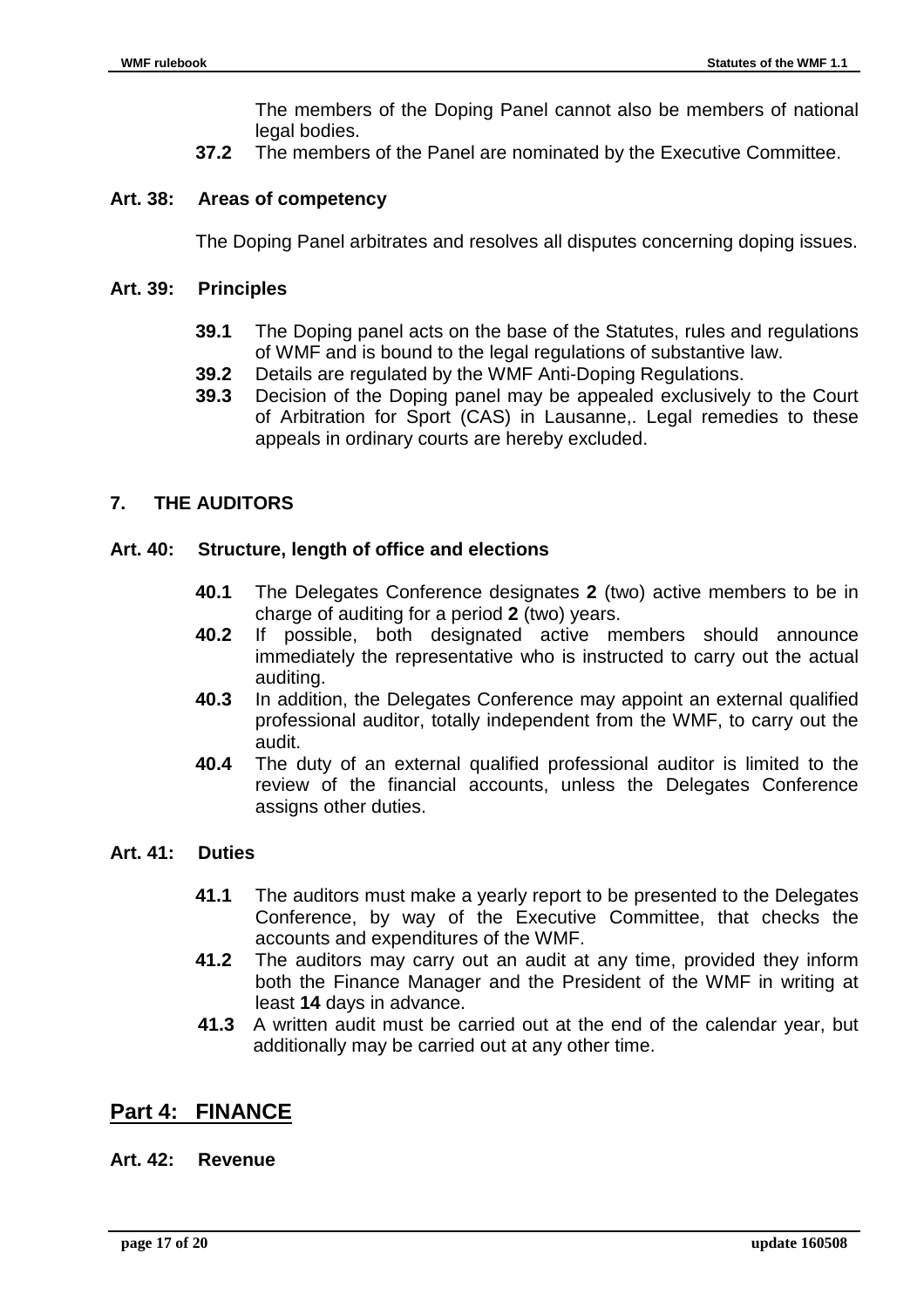The members of the Doping Panel cannot also be members of national legal bodies.

**37.2** The members of the Panel are nominated by the Executive Committee.

### Art. 38: Areas of competency

The Doping Panel arbitrates and resolves all disputes concerning doping issues.

### Art. 39: Principles

**39.1** The Doping panel acts on the base of the Statutes, rules and regulations of WMF and is bound to the legal regulations of substantive law.

**39.2** Details are regulated by the WMF Anti-Doping Regulations.

**39.3** Decision of the Doping panel may be appealed exclusively to the Court of Arbitration for Sport (CAS) in Lausanne,. Legal remedies to these appeals in ordinary courts are hereby excluded.

## 7. THE AUDITORS

### Art. 40: Structure, length of office and elections

**40.1** The Delegates Conference designates **2** (two) active members to be in charge of auditing for a period **2** (two) years.

**40.2** If possible, both designated active members should announce immediately the representative who is instructed to carry out the actual auditing.

**40.3** In addition, the Delegates Conference may appoint an external qualified professional auditor, totally independent from the WMF, to carry out the audit.

**40.4** The duty of an external qualified professional auditor is limited to the review of the financial accounts, unless the Delegates Conference assigns other duties.

### Art. 41: Duties

**41.1** The auditors must make a yearly report to be presented to the Delegates Conference, by way of the Executive Committee, that checks the accounts and expenditures of the WMF.

**41.2** The auditors may carry out an audit at any time, provided they inform both the Finance Manager and the President of the WMF in writing at least **14** days in advance.

**41.3** A written audit must be carried out at the end of the calendar year, but additionally may be carried out at any other time.

# Part 4: FINANCE

### Art. 42: Revenue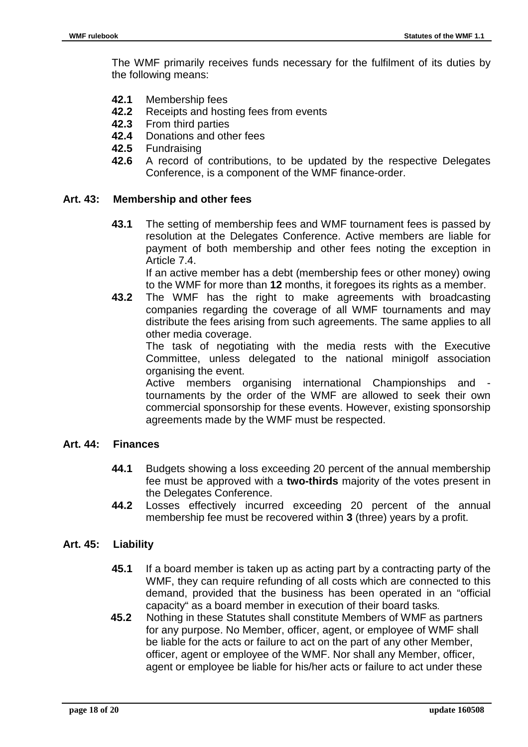The WMF primarily receives funds necessary for the fulfilment of its duties by the following means:

- **42.1** Membership fees
- **42.2** Receipts and hosting fees from events
- **42.3** From third parties
- **42.4** Donations and other fees
- **42.5** Fundraising
- **42.6** A record of contributions, to be updated by the respective Delegates Conference, is a component of the WMF finance-order.

### Art. 43: Membership and other fees

**43.1** The setting of membership fees and WMF tournament fees is passed by resolution at the Delegates Conference. Active members are liable for payment of both membership and other fees noting the exception in Article 7.4.
If an active member has a debt (membership fees or other money) owing to the WMF for more than **12** months, it foregoes its rights as a member.

**43.2** The WMF has the right to make agreements with broadcasting companies regarding the coverage of all WMF tournaments and may distribute the fees arising from such agreements. The same applies to all other media coverage.
The task of negotiating with the media rests with the Executive Committee, unless delegated to the national minigolf association organising the event.
Active members organising international Championships and -tournaments by the order of the WMF are allowed to seek their own commercial sponsorship for these events. However, existing sponsorship agreements made by the WMF must be respected.

### Art. 44: Finances

**44.1** Budgets showing a loss exceeding 20 percent of the annual membership fee must be approved with a **two-thirds** majority of the votes present in the Delegates Conference.

**44.2** Losses effectively incurred exceeding 20 percent of the annual membership fee must be recovered within **3** (three) years by a profit.

### Art. 45: Liability

**45.1** If a board member is taken up as acting part by a contracting party of the WMF, they can require refunding of all costs which are connected to this demand, provided that the business has been operated in an "official capacity" as a board member in execution of their board tasks.

**45.2** Nothing in these Statutes shall constitute Members of WMF as partners for any purpose. No Member, officer, agent, or employee of WMF shall be liable for the acts or failure to act on the part of any other Member, officer, agent or employee of the WMF. Nor shall any Member, officer, agent or employee be liable for his/her acts or failure to act under these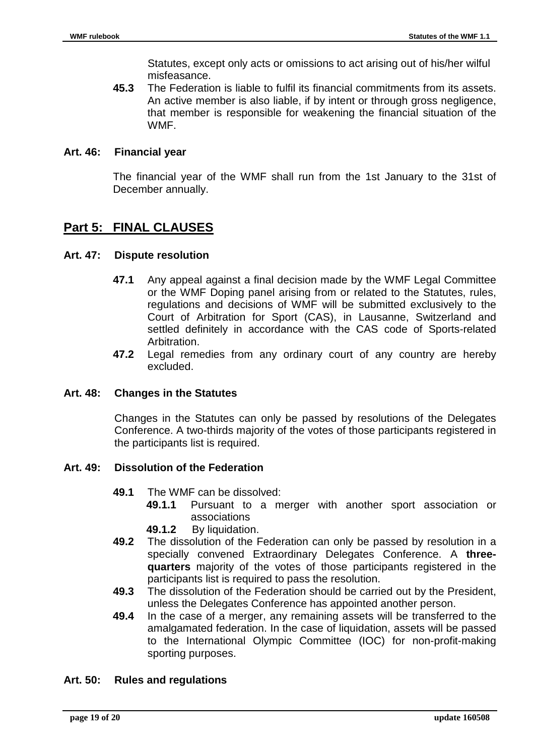Statutes, except only acts or omissions to act arising out of his/her wilful misfeasance.

**45.3** The Federation is liable to fulfil its financial commitments from its assets. An active member is also liable, if by intent or through gross negligence, that member is responsible for weakening the financial situation of the WMF.

### Art. 46: Financial year

The financial year of the WMF shall run from the 1st January to the 31st of December annually.

## Part 5: FINAL CLAUSES

### Art. 47: Dispute resolution

**47.1** Any appeal against a final decision made by the WMF Legal Committee or the WMF Doping panel arising from or related to the Statutes, rules, regulations and decisions of WMF will be submitted exclusively to the Court of Arbitration for Sport (CAS), in Lausanne, Switzerland and settled definitely in accordance with the CAS code of Sports-related Arbitration.

**47.2** Legal remedies from any ordinary court of any country are hereby excluded.

### Art. 48: Changes in the Statutes

Changes in the Statutes can only be passed by resolutions of the Delegates Conference. A two-thirds majority of the votes of those participants registered in the participants list is required.

### Art. 49: Dissolution of the Federation

**49.1** The WMF can be dissolved:

- **49.1.1** Pursuant to a merger with another sport association or associations
- **49.1.2** By liquidation.

**49.2** The dissolution of the Federation can only be passed by resolution in a specially convened Extraordinary Delegates Conference. A **three-quarters** majority of the votes of those participants registered in the participants list is required to pass the resolution.

**49.3** The dissolution of the Federation should be carried out by the President, unless the Delegates Conference has appointed another person.

**49.4** In the case of a merger, any remaining assets will be transferred to the amalgamated federation. In the case of liquidation, assets will be passed to the International Olympic Committee (IOC) for non-profit-making sporting purposes.

### Art. 50: Rules and regulations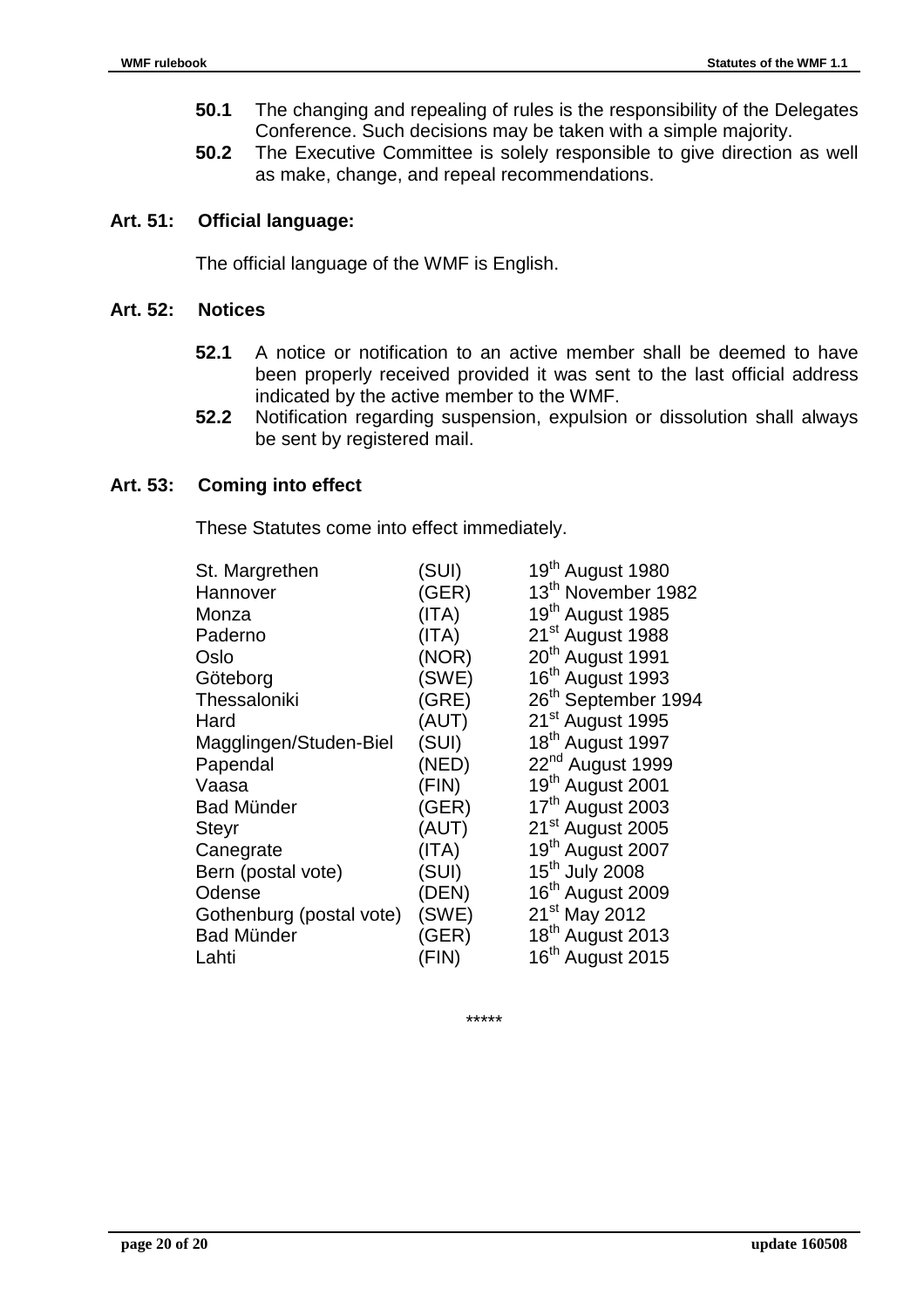**50.1** The changing and repealing of rules is the responsibility of the Delegates Conference. Such decisions may be taken with a simple majority.

**50.2** The Executive Committee is solely responsible to give direction as well as make, change, and repeal recommendations.

### Art. 51: Official language:

The official language of the WMF is English.

### Art. 52: Notices

**52.1** A notice or notification to an active member shall be deemed to have been properly received provided it was sent to the last official address indicated by the active member to the WMF.

**52.2** Notification regarding suspension, expulsion or dissolution shall always be sent by registered mail.

### Art. 53: Coming into effect

These Statutes come into effect immediately.

| | | |
|---|---|---|
| St. Margrethen | (SUI) | 19th August 1980 |
| Hannover | (GER) | 13th November 1982 |
| Monza | (ITA) | 19th August 1985 |
| Paderno | (ITA) | 21st August 1988 |
| Oslo | (NOR) | 20th August 1991 |
| Göteborg | (SWE) | 16th August 1993 |
| Thessaloniki | (GRE) | 26th September 1994 |
| Hard | (AUT) | 21st August 1995 |
| Magglingen/Studen-Biel | (SUI) | 18th August 1997 |
| Papendal | (NED) | 22nd August 1999 |
| Vaasa | (FIN) | 19th August 2001 |
| Bad Münder | (GER) | 17th August 2003 |
| Steyr | (AUT) | 21st August 2005 |
| Canegrate | (ITA) | 19th August 2007 |
| Bern (postal vote) | (SUI) | 15th July 2008 |
| Odense | (DEN) | 16th August 2009 |
| Gothenburg (postal vote) | (SWE) | 21st May 2012 |
| Bad Münder | (GER) | 18th August 2013 |
| Lahti | (FIN) | 16th August 2015 |

*****